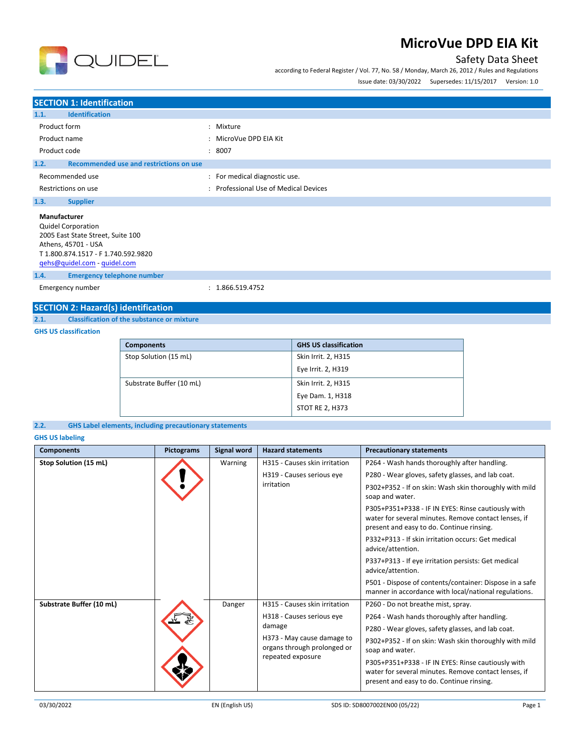# MicroVue DPD EIA Kit

## Safety Data Sheet

according to Federal Register / Vol. 77, No. 58 / Monday, March 26, 2012 / Rules and Regulations

Issue date: 03/30/2022 Supersedes: 11/15/2017 Version: 1.0

## SECTION 1: Identification

### 1.1. Identification

| | |
|---|---|
| Product form | : Mixture |
| Product name | : MicroVue DPD EIA Kit |
| Product code | : 8007 |

### 1.2. Recommended use and restrictions on use

| | |
|---|---|
| Recommended use | : For medical diagnostic use. |
| Restrictions on use | : Professional Use of Medical Devices |

### 1.3. Supplier

**Manufacturer**
Quidel Corporation
2005 East State Street, Suite 100
Athens, 45701 - USA
T 1.800.874.1517 - F 1.740.592.9820
qehs@quidel.com - quidel.com

### 1.4. Emergency telephone number

| | |
|---|---|
| Emergency number | : 1.866.519.4752 |

## SECTION 2: Hazard(s) identification

### 2.1. Classification of the substance or mixture

**GHS US classification**

| Components | GHS US classification |
|---|---|
| Stop Solution (15 mL) | Skin Irrit. 2, H315<br>Eye Irrit. 2, H319 |
| Substrate Buffer (10 mL) | Skin Irrit. 2, H315<br>Eye Dam. 1, H318<br>STOT RE 2, H373 |

### 2.2. GHS Label elements, including precautionary statements

**GHS US labeling**

| Components | Pictograms | Signal word | Hazard statements | Precautionary statements |
|---|---|---|---|---|
| **Stop Solution (15 mL)** | | Warning | H315 - Causes skin irritation<br>H319 - Causes serious eye irritation | P264 - Wash hands thoroughly after handling.<br>P280 - Wear gloves, safety glasses, and lab coat.<br>P302+P352 - If on skin: Wash skin thoroughly with mild soap and water.<br>P305+P351+P338 - IF IN EYES: Rinse cautiously with water for several minutes. Remove contact lenses, if present and easy to do. Continue rinsing.<br>P332+P313 - If skin irritation occurs: Get medical advice/attention.<br>P337+P313 - If eye irritation persists: Get medical advice/attention.<br>P501 - Dispose of contents/container: Dispose in a safe manner in accordance with local/national regulations. |
| **Substrate Buffer (10 mL)** | | Danger | H315 - Causes skin irritation<br>H318 - Causes serious eye damage<br>H373 - May cause damage to organs through prolonged or repeated exposure | P260 - Do not breathe mist, spray.<br>P264 - Wash hands thoroughly after handling.<br>P280 - Wear gloves, safety glasses, and lab coat.<br>P302+P352 - If on skin: Wash skin thoroughly with mild soap and water.<br>P305+P351+P338 - IF IN EYES: Rinse cautiously with water for several minutes. Remove contact lenses, if present and easy to do. Continue rinsing. |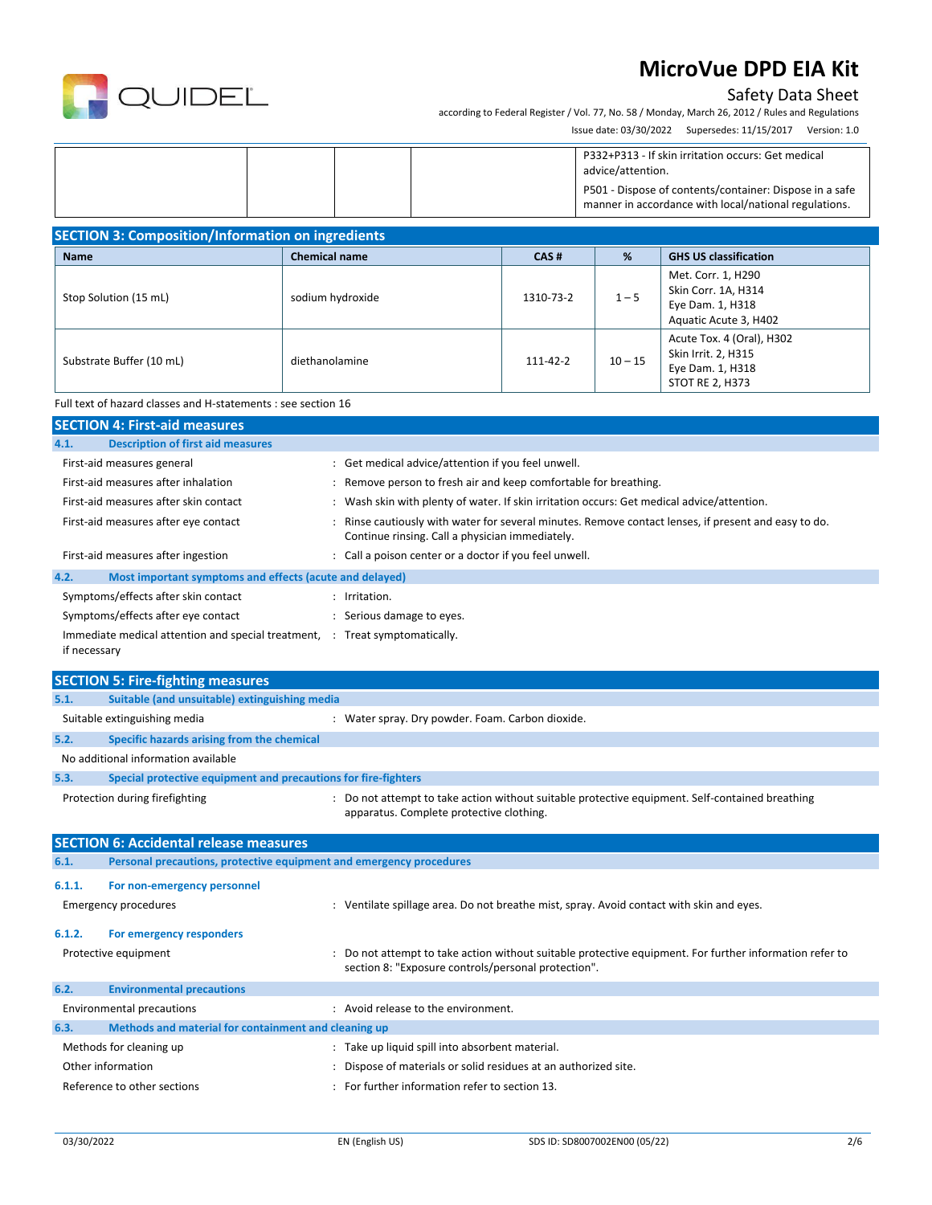| | | | | P332+P313 - If skin irritation occurs: Get medical advice/attention.<br>P501 - Dispose of contents/container: Dispose in a safe manner in accordance with local/national regulations. |
|---|---|---|---|---|

## SECTION 3: Composition/Information on ingredients

| Name | Chemical name | CAS # | % | GHS US classification |
|---|---|---|---|---|
| Stop Solution (15 mL) | sodium hydroxide | 1310-73-2 | 1 – 5 | Met. Corr. 1, H290<br>Skin Corr. 1A, H314<br>Eye Dam. 1, H318<br>Aquatic Acute 3, H402 |
| Substrate Buffer (10 mL) | diethanolamine | 111-42-2 | 10 – 15 | Acute Tox. 4 (Oral), H302<br>Skin Irrit. 2, H315<br>Eye Dam. 1, H318<br>STOT RE 2, H373 |

Full text of hazard classes and H-statements : see section 16

## SECTION 4: First-aid measures

### 4.1. Description of first aid measures

First-aid measures general : Get medical advice/attention if you feel unwell.

First-aid measures after inhalation : Remove person to fresh air and keep comfortable for breathing.

First-aid measures after skin contact : Wash skin with plenty of water. If skin irritation occurs: Get medical advice/attention.

First-aid measures after eye contact : Rinse cautiously with water for several minutes. Remove contact lenses, if present and easy to do. Continue rinsing. Call a physician immediately.

First-aid measures after ingestion : Call a poison center or a doctor if you feel unwell.

### 4.2. Most important symptoms and effects (acute and delayed)

Symptoms/effects after skin contact : Irritation.

Symptoms/effects after eye contact : Serious damage to eyes.

Immediate medical attention and special treatment, if necessary : Treat symptomatically.

## SECTION 5: Fire-fighting measures

### 5.1. Suitable (and unsuitable) extinguishing media

Suitable extinguishing media : Water spray. Dry powder. Foam. Carbon dioxide.

### 5.2. Specific hazards arising from the chemical

No additional information available

### 5.3. Special protective equipment and precautions for fire-fighters

Protection during firefighting : Do not attempt to take action without suitable protective equipment. Self-contained breathing apparatus. Complete protective clothing.

## SECTION 6: Accidental release measures

### 6.1. Personal precautions, protective equipment and emergency procedures

#### 6.1.1. For non-emergency personnel

Emergency procedures : Ventilate spillage area. Do not breathe mist, spray. Avoid contact with skin and eyes.

#### 6.1.2. For emergency responders

Protective equipment : Do not attempt to take action without suitable protective equipment. For further information refer to section 8: "Exposure controls/personal protection".

### 6.2. Environmental precautions

Environmental precautions : Avoid release to the environment.

### 6.3. Methods and material for containment and cleaning up

Methods for cleaning up : Take up liquid spill into absorbent material.

Other information : Dispose of materials or solid residues at an authorized site.

Reference to other sections : For further information refer to section 13.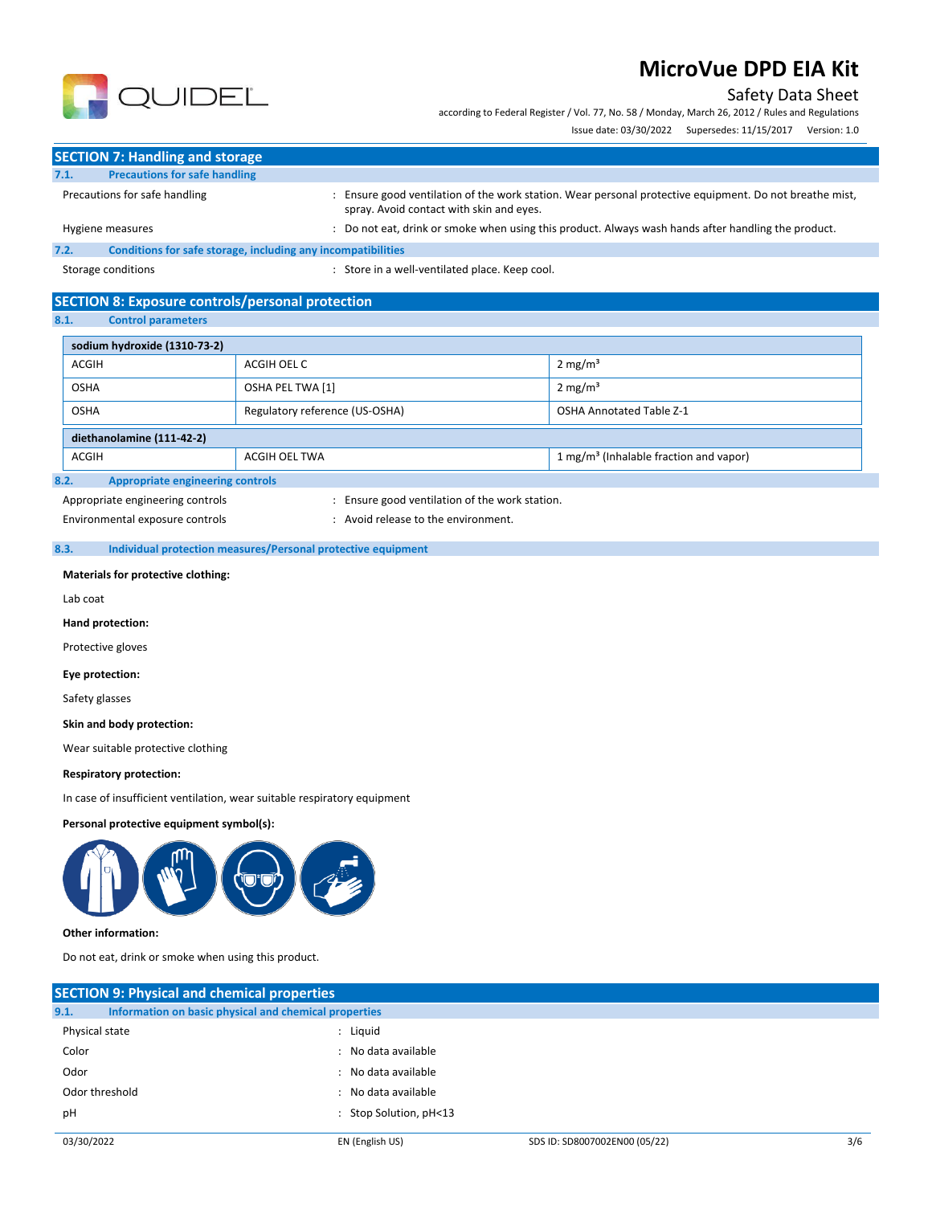## SECTION 7: Handling and storage

### 7.1. Precautions for safe handling

Precautions for safe handling : Ensure good ventilation of the work station. Wear personal protective equipment. Do not breathe mist, spray. Avoid contact with skin and eyes.

Hygiene measures : Do not eat, drink or smoke when using this product. Always wash hands after handling the product.

### 7.2. Conditions for safe storage, including any incompatibilities

Storage conditions : Store in a well-ventilated place. Keep cool.

## SECTION 8: Exposure controls/personal protection

### 8.1. Control parameters

| sodium hydroxide (1310-73-2) | | |
|---|---|---|
| ACGIH | ACGIH OEL C | 2 mg/m³ |
| OSHA | OSHA PEL TWA [1] | 2 mg/m³ |
| OSHA | Regulatory reference (US-OSHA) | OSHA Annotated Table Z-1 |

| diethanolamine (111-42-2) | | |
|---|---|---|
| ACGIH | ACGIH OEL TWA | 1 mg/m³ (Inhalable fraction and vapor) |

### 8.2. Appropriate engineering controls

Appropriate engineering controls : Ensure good ventilation of the work station.

Environmental exposure controls : Avoid release to the environment.

### 8.3. Individual protection measures/Personal protective equipment

**Materials for protective clothing:**

Lab coat

**Hand protection:**

Protective gloves

**Eye protection:**

Safety glasses

**Skin and body protection:**

Wear suitable protective clothing

**Respiratory protection:**

In case of insufficient ventilation, wear suitable respiratory equipment

**Personal protective equipment symbol(s):**

**Other information:**

Do not eat, drink or smoke when using this product.

## SECTION 9: Physical and chemical properties

### 9.1. Information on basic physical and chemical properties

Physical state : Liquid

Color : No data available

Odor : No data available

Odor threshold : No data available

pH : Stop Solution, pH<13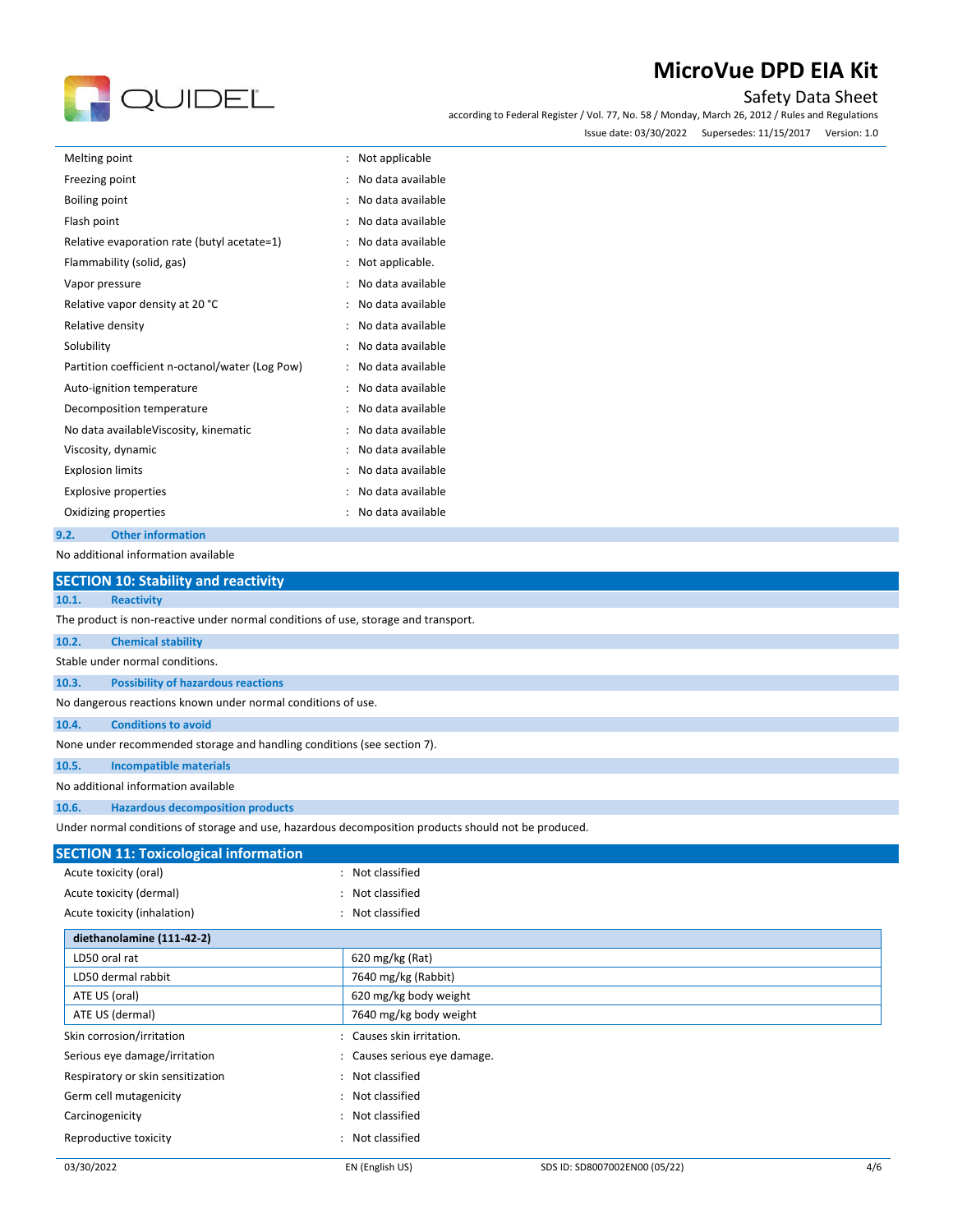| | | |
|---|---|---|
| Melting point | : | Not applicable |
| Freezing point | : | No data available |
| Boiling point | : | No data available |
| Flash point | : | No data available |
| Relative evaporation rate (butyl acetate=1) | : | No data available |
| Flammability (solid, gas) | : | Not applicable. |
| Vapor pressure | : | No data available |
| Relative vapor density at 20 °C | : | No data available |
| Relative density | : | No data available |
| Solubility | : | No data available |
| Partition coefficient n-octanol/water (Log Pow) | : | No data available |
| Auto-ignition temperature | : | No data available |
| Decomposition temperature | : | No data available |
| No data availableViscosity, kinematic | : | No data available |
| Viscosity, dynamic | : | No data available |
| Explosion limits | : | No data available |
| Explosive properties | : | No data available |
| Oxidizing properties | : | No data available |

### 9.2. Other information

No additional information available

## SECTION 10: Stability and reactivity

### 10.1. Reactivity

The product is non-reactive under normal conditions of use, storage and transport.

### 10.2. Chemical stability

Stable under normal conditions.

### 10.3. Possibility of hazardous reactions

No dangerous reactions known under normal conditions of use.

### 10.4. Conditions to avoid

None under recommended storage and handling conditions (see section 7).

### 10.5. Incompatible materials

No additional information available

### 10.6. Hazardous decomposition products

Under normal conditions of storage and use, hazardous decomposition products should not be produced.

## SECTION 11: Toxicological information

| | | |
|---|---|---|
| Acute toxicity (oral) | : | Not classified |
| Acute toxicity (dermal) | : | Not classified |
| Acute toxicity (inhalation) | : | Not classified |

| **diethanolamine (111-42-2)** | |
|---|---|
| LD50 oral rat | 620 mg/kg (Rat) |
| LD50 dermal rabbit | 7640 mg/kg (Rabbit) |
| ATE US (oral) | 620 mg/kg body weight |
| ATE US (dermal) | 7640 mg/kg body weight |

| | | |
|---|---|---|
| Skin corrosion/irritation | : | Causes skin irritation. |
| Serious eye damage/irritation | : | Causes serious eye damage. |
| Respiratory or skin sensitization | : | Not classified |
| Germ cell mutagenicity | : | Not classified |
| Carcinogenicity | : | Not classified |
| Reproductive toxicity | : | Not classified |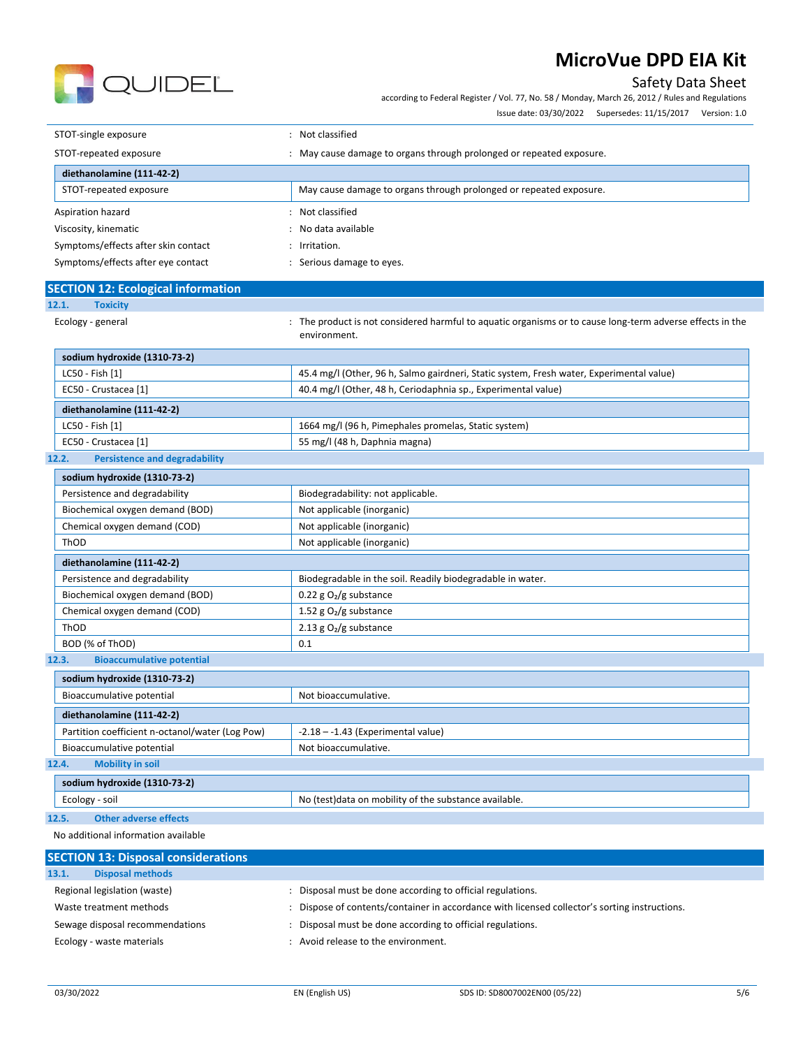STOT-single exposure : Not classified

STOT-repeated exposure : May cause damage to organs through prolonged or repeated exposure.

| diethanolamine (111-42-2) | |
|---|---|
| STOT-repeated exposure | May cause damage to organs through prolonged or repeated exposure. |

Aspiration hazard : Not classified

Viscosity, kinematic : No data available

Symptoms/effects after skin contact : Irritation.

Symptoms/effects after eye contact : Serious damage to eyes.

## SECTION 12: Ecological information

### 12.1. Toxicity

Ecology - general : The product is not considered harmful to aquatic organisms or to cause long-term adverse effects in the environment.

| sodium hydroxide (1310-73-2) | |
|---|---|
| LC50 - Fish [1] | 45.4 mg/l (Other, 96 h, Salmo gairdneri, Static system, Fresh water, Experimental value) |
| EC50 - Crustacea [1] | 40.4 mg/l (Other, 48 h, Ceriodaphnia sp., Experimental value) |

| diethanolamine (111-42-2) | |
|---|---|
| LC50 - Fish [1] | 1664 mg/l (96 h, Pimephales promelas, Static system) |
| EC50 - Crustacea [1] | 55 mg/l (48 h, Daphnia magna) |

### 12.2. Persistence and degradability

| sodium hydroxide (1310-73-2) | |
|---|---|
| Persistence and degradability | Biodegradability: not applicable. |
| Biochemical oxygen demand (BOD) | Not applicable (inorganic) |
| Chemical oxygen demand (COD) | Not applicable (inorganic) |
| ThOD | Not applicable (inorganic) |

| diethanolamine (111-42-2) | |
|---|---|
| Persistence and degradability | Biodegradable in the soil. Readily biodegradable in water. |
| Biochemical oxygen demand (BOD) | 0.22 g $O_2$/g substance |
| Chemical oxygen demand (COD) | 1.52 g $O_2$/g substance |
| ThOD | 2.13 g $O_2$/g substance |
| BOD (% of ThOD) | 0.1 |

### 12.3. Bioaccumulative potential

| sodium hydroxide (1310-73-2) | |
|---|---|
| Bioaccumulative potential | Not bioaccumulative. |

| diethanolamine (111-42-2) | |
|---|---|
| Partition coefficient n-octanol/water (Log Pow) | -2.18 – -1.43 (Experimental value) |
| Bioaccumulative potential | Not bioaccumulative. |

### 12.4. Mobility in soil

| sodium hydroxide (1310-73-2) | |
|---|---|
| Ecology - soil | No (test)data on mobility of the substance available. |

### 12.5. Other adverse effects

No additional information available

## SECTION 13: Disposal considerations

### 13.1. Disposal methods

Regional legislation (waste) : Disposal must be done according to official regulations.

Waste treatment methods : Dispose of contents/container in accordance with licensed collector's sorting instructions.

Sewage disposal recommendations : Disposal must be done according to official regulations.

Ecology - waste materials : Avoid release to the environment.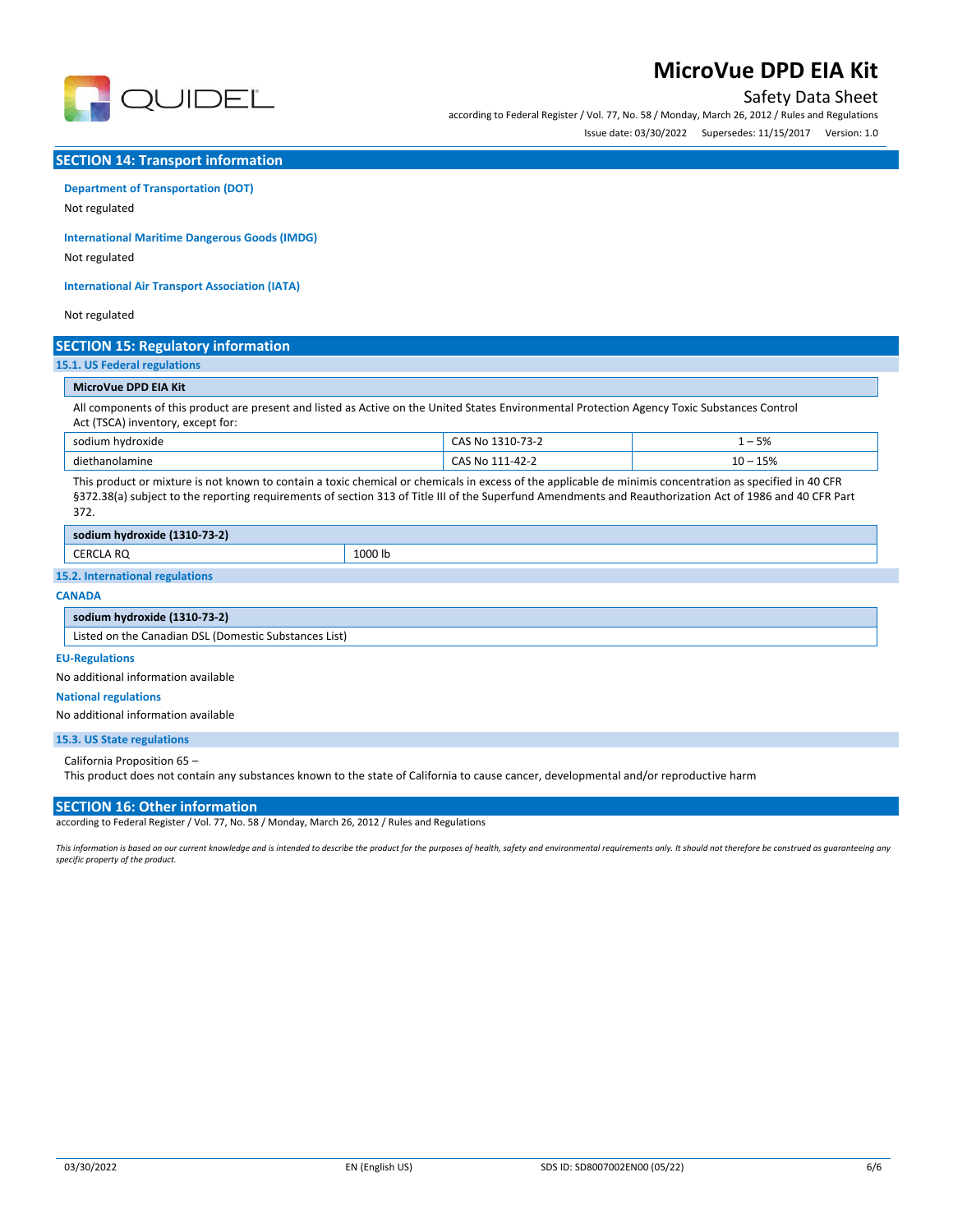## SECTION 14: Transport information

**Department of Transportation (DOT)**

Not regulated

**International Maritime Dangerous Goods (IMDG)**

Not regulated

**International Air Transport Association (IATA)**

Not regulated

## SECTION 15: Regulatory information

### 15.1. US Federal regulations

**MicroVue DPD EIA Kit**

All components of this product are present and listed as Active on the United States Environmental Protection Agency Toxic Substances Control Act (TSCA) inventory, except for:

| | | |
|---|---|---|
| sodium hydroxide | CAS No 1310-73-2 | 1 – 5% |
| diethanolamine | CAS No 111-42-2 | 10 – 15% |

This product or mixture is not known to contain a toxic chemical or chemicals in excess of the applicable de minimis concentration as specified in 40 CFR §372.38(a) subject to the reporting requirements of section 313 of Title III of the Superfund Amendments and Reauthorization Act of 1986 and 40 CFR Part 372.

| sodium hydroxide (1310-73-2) | |
|---|---|
| CERCLA RQ | 1000 lb |

### 15.2. International regulations

**CANADA**

| sodium hydroxide (1310-73-2) |
|---|
| Listed on the Canadian DSL (Domestic Substances List) |

**EU-Regulations**

No additional information available

**National regulations**

No additional information available

### 15.3. US State regulations

California Proposition 65 –
This product does not contain any substances known to the state of California to cause cancer, developmental and/or reproductive harm

## SECTION 16: Other information

according to Federal Register / Vol. 77, No. 58 / Monday, March 26, 2012 / Rules and Regulations

*This information is based on our current knowledge and is intended to describe the product for the purposes of health, safety and environmental requirements only. It should not therefore be construed as guaranteeing any specific property of the product.*